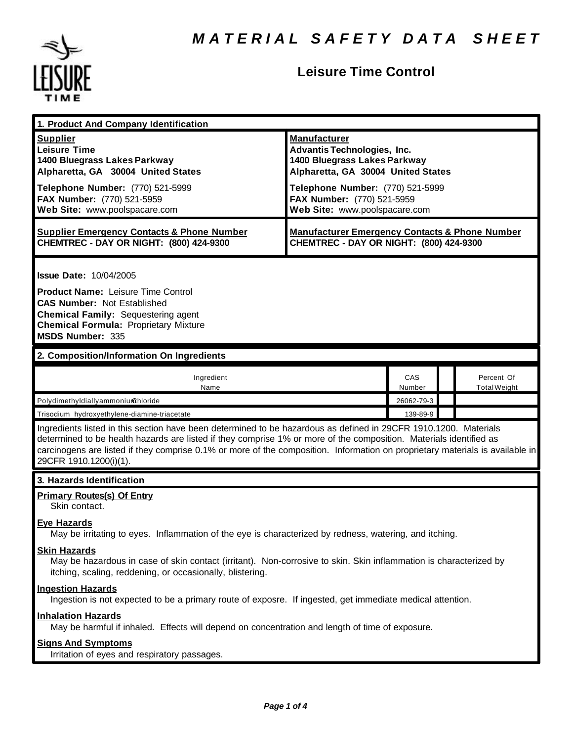# MATERIAL SAFETY DATA SHEET

## Leisure Time Control

### 1. Product And Company Identification

| Supplier | Manufacturer |
|---|---|
| **Leisure Time**<br>**1400 Bluegrass Lakes Parkway**<br>**Alpharetta, GA 30004 United States** | **Advantis Technologies, Inc.**<br>**1400 Bluegrass Lakes Parkway**<br>**Alpharetta, GA 30004 United States** |
| **Telephone Number:** (770) 521-5999<br>**FAX Number:** (770) 521-5959<br>**Web Site:** www.poolspacare.com | **Telephone Number:** (770) 521-5999<br>**FAX Number:** (770) 521-5959<br>**Web Site:** www.poolspacare.com |
| **Supplier Emergency Contacts & Phone Number**<br>**CHEMTREC - DAY OR NIGHT: (800) 424-9300** | **Manufacturer Emergency Contacts & Phone Number**<br>**CHEMTREC - DAY OR NIGHT: (800) 424-9300** |

**Issue Date:** 10/04/2005

**Product Name:** Leisure Time Control
**CAS Number:** Not Established
**Chemical Family:** Sequestering agent
**Chemical Formula:** Proprietary Mixture
**MSDS Number:** 335

### 2. Composition/Information On Ingredients

| Ingredient Name | CAS Number | | Percent Of Total Weight |
|---|---|---|---|
| PolydimethyldiallyammoniumChloride | 26062-79-3 | | |
| Trisodium hydroxyethylene-diamine-triacetate | 139-89-9 | | |

Ingredients listed in this section have been determined to be hazardous as defined in 29CFR 1910.1200. Materials determined to be health hazards are listed if they comprise 1% or more of the composition. Materials identified as carcinogens are listed if they comprise 0.1% or more of the composition. Information on proprietary materials is available in 29CFR 1910.1200(i)(1).

### 3. Hazards Identification

**Primary Routes(s) Of Entry**
Skin contact.

**Eye Hazards**
May be irritating to eyes. Inflammation of the eye is characterized by redness, watering, and itching.

**Skin Hazards**
May be hazardous in case of skin contact (irritant). Non-corrosive to skin. Skin inflammation is characterized by itching, scaling, reddening, or occasionally, blistering.

**Ingestion Hazards**
Ingestion is not expected to be a primary route of exposre. If ingested, get immediate medical attention.

**Inhalation Hazards**
May be harmful if inhaled. Effects will depend on concentration and length of time of exposure.

**Signs And Symptoms**
Irritation of eyes and respiratory passages.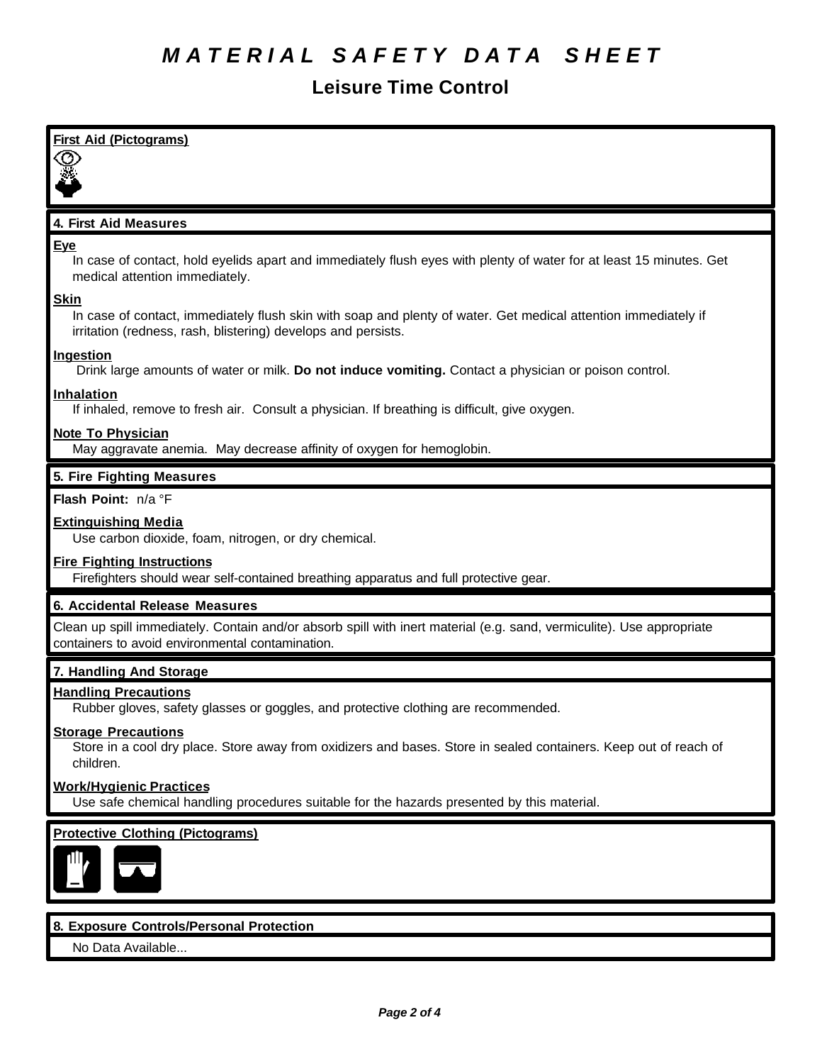# MATERIAL SAFETY DATA SHEET

## Leisure Time Control

**First Aid (Pictograms)**

### 4. First Aid Measures

**Eye**

In case of contact, hold eyelids apart and immediately flush eyes with plenty of water for at least 15 minutes. Get medical attention immediately.

**Skin**

In case of contact, immediately flush skin with soap and plenty of water. Get medical attention immediately if irritation (redness, rash, blistering) develops and persists.

**Ingestion**

Drink large amounts of water or milk. **Do not induce vomiting.** Contact a physician or poison control.

**Inhalation**

If inhaled, remove to fresh air. Consult a physician. If breathing is difficult, give oxygen.

**Note To Physician**

May aggravate anemia. May decrease affinity of oxygen for hemoglobin.

### 5. Fire Fighting Measures

**Flash Point:** n/a °F

**Extinguishing Media**

Use carbon dioxide, foam, nitrogen, or dry chemical.

**Fire Fighting Instructions**

Firefighters should wear self-contained breathing apparatus and full protective gear.

### 6. Accidental Release Measures

Clean up spill immediately. Contain and/or absorb spill with inert material (e.g. sand, vermiculite). Use appropriate containers to avoid environmental contamination.

### 7. Handling And Storage

**Handling Precautions**

Rubber gloves, safety glasses or goggles, and protective clothing are recommended.

**Storage Precautions**

Store in a cool dry place. Store away from oxidizers and bases. Store in sealed containers. Keep out of reach of children.

**Work/Hygienic Practices**

Use safe chemical handling procedures suitable for the hazards presented by this material.

**Protective Clothing (Pictograms)**

### 8. Exposure Controls/Personal Protection

No Data Available...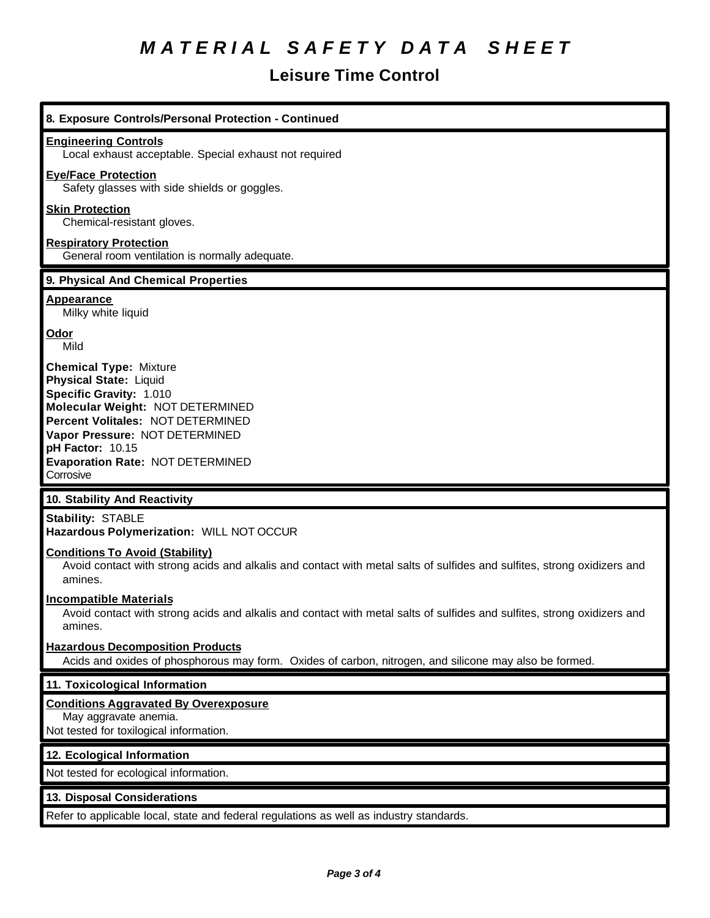# MATERIAL SAFETY DATA SHEET

## Leisure Time Control

### 8. Exposure Controls/Personal Protection - Continued

**Engineering Controls**
Local exhaust acceptable. Special exhaust not required

**Eye/Face Protection**
Safety glasses with side shields or goggles.

**Skin Protection**
Chemical-resistant gloves.

**Respiratory Protection**
General room ventilation is normally adequate.

### 9. Physical And Chemical Properties

**Appearance**
Milky white liquid

**Odor**
Mild

**Chemical Type:** Mixture
**Physical State:** Liquid
**Specific Gravity:** 1.010
**Molecular Weight:** NOT DETERMINED
**Percent Volitales:** NOT DETERMINED
**Vapor Pressure:** NOT DETERMINED
**pH Factor:** 10.15
**Evaporation Rate:** NOT DETERMINED
Corrosive

### 10. Stability And Reactivity

**Stability:** STABLE
**Hazardous Polymerization:** WILL NOT OCCUR

**Conditions To Avoid (Stability)**
Avoid contact with strong acids and alkalis and contact with metal salts of sulfides and sulfites, strong oxidizers and amines.

**Incompatible Materials**
Avoid contact with strong acids and alkalis and contact with metal salts of sulfides and sulfites, strong oxidizers and amines.

**Hazardous Decomposition Products**
Acids and oxides of phosphorous may form. Oxides of carbon, nitrogen, and silicone may also be formed.

### 11. Toxicological Information

**Conditions Aggravated By Overexposure**
May aggravate anemia.
Not tested for toxilogical information.

### 12. Ecological Information

Not tested for ecological information.

### 13. Disposal Considerations

Refer to applicable local, state and federal regulations as well as industry standards.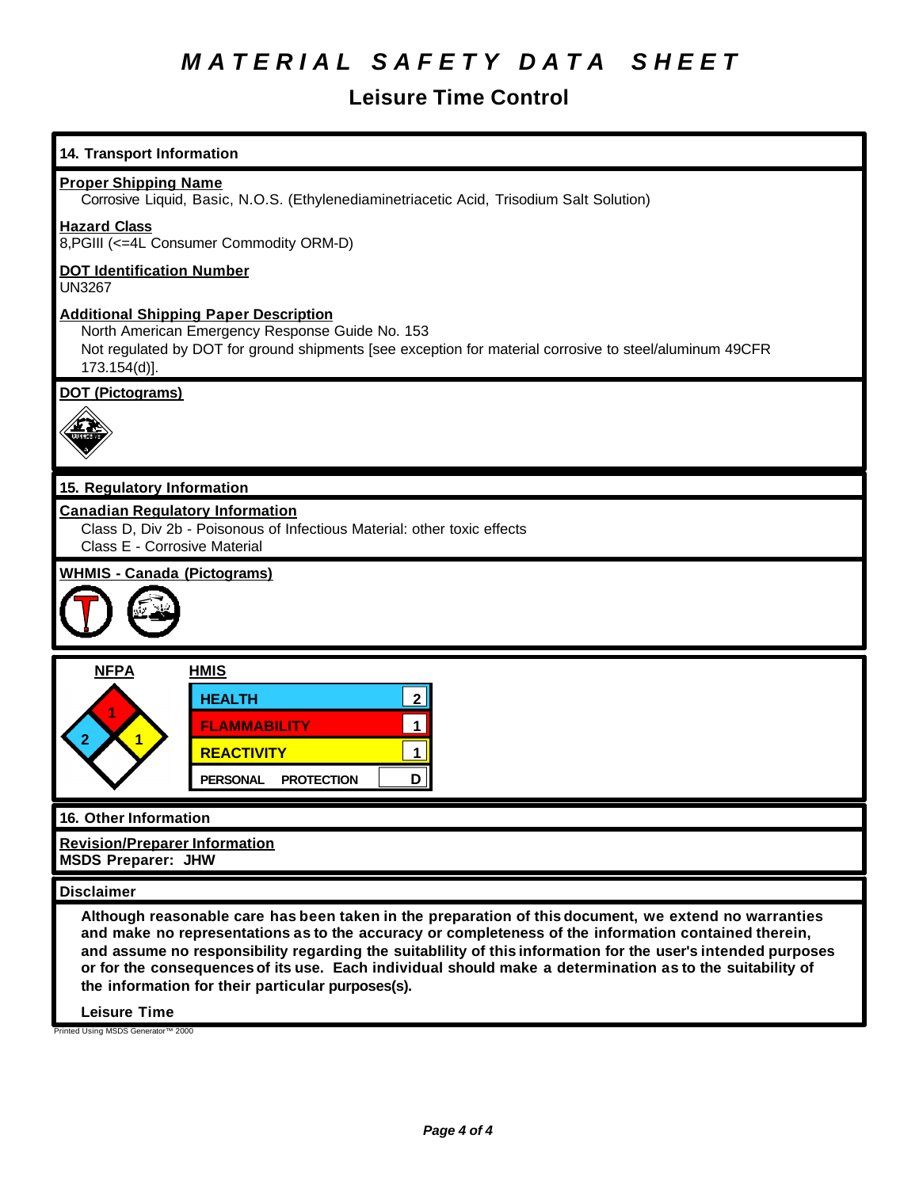# MATERIAL SAFETY DATA SHEET

## Leisure Time Control

### 14. Transport Information

**Proper Shipping Name**
Corrosive Liquid, Basic, N.O.S. (Ethylenediaminetriacetic Acid, Trisodium Salt Solution)

**Hazard Class**
8,PGIII (<=4L Consumer Commodity ORM-D)

**DOT Identification Number**
UN3267

**Additional Shipping Paper Description**
North American Emergency Response Guide No. 153
Not regulated by DOT for ground shipments [see exception for material corrosive to steel/aluminum 49CFR 173.154(d)].

**DOT (Pictograms)**

### 15. Regulatory Information

**Canadian Regulatory Information**
Class D, Div 2b - Poisonous of Infectious Material: other toxic effects
Class E - Corrosive Material

**WHMIS - Canada (Pictograms)**

**NFPA**

Flammability: 1
Health: 2
Reactivity: 1

**HMIS**

| | |
|---|---|
| HEALTH | 2 |
| FLAMMABILITY | 1 |
| REACTIVITY | 1 |
| PERSONAL PROTECTION | D |

### 16. Other Information

**Revision/Preparer Information**
**MSDS Preparer: JHW**

### Disclaimer

**Although reasonable care has been taken in the preparation of this document, we extend no warranties and make no representations as to the accuracy or completeness of the information contained therein, and assume no responsibility regarding the suitablility of this information for the user's intended purposes or for the consequences of its use. Each individual should make a determination as to the suitability of the information for their particular purposes(s).**

**Leisure Time**

Printed Using MSDS Generator™ 2000